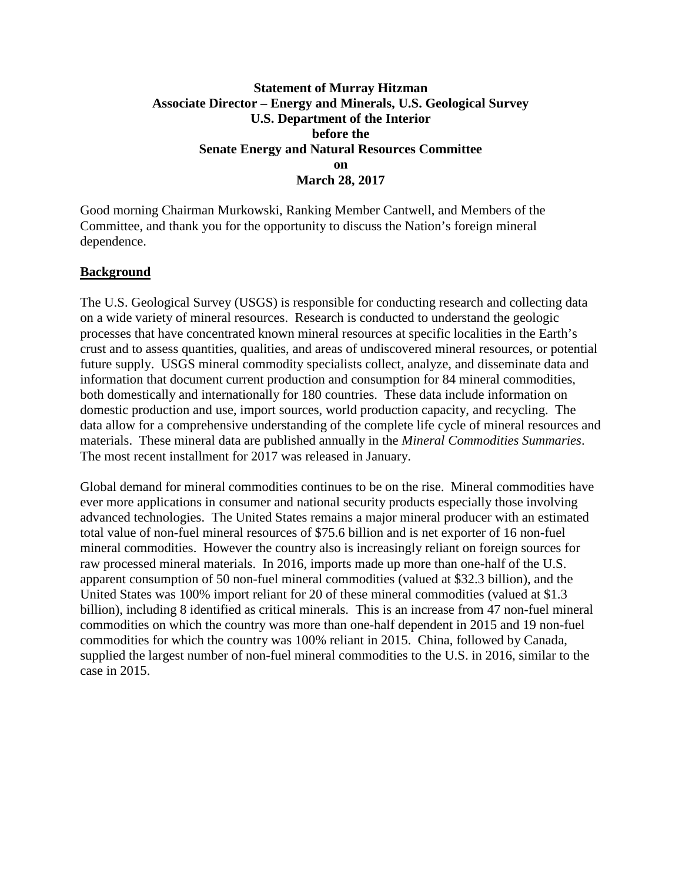**Statement of Murray Hitzman**
**Associate Director – Energy and Minerals, U.S. Geological Survey**
**U.S. Department of the Interior**
**before the**
**Senate Energy and Natural Resources Committee**
**on**
**March 28, 2017**

Good morning Chairman Murkowski, Ranking Member Cantwell, and Members of the Committee, and thank you for the opportunity to discuss the Nation's foreign mineral dependence.

## Background

The U.S. Geological Survey (USGS) is responsible for conducting research and collecting data on a wide variety of mineral resources. Research is conducted to understand the geologic processes that have concentrated known mineral resources at specific localities in the Earth's crust and to assess quantities, qualities, and areas of undiscovered mineral resources, or potential future supply. USGS mineral commodity specialists collect, analyze, and disseminate data and information that document current production and consumption for 84 mineral commodities, both domestically and internationally for 180 countries. These data include information on domestic production and use, import sources, world production capacity, and recycling. The data allow for a comprehensive understanding of the complete life cycle of mineral resources and materials. These mineral data are published annually in the *Mineral Commodities Summaries*. The most recent installment for 2017 was released in January.

Global demand for mineral commodities continues to be on the rise. Mineral commodities have ever more applications in consumer and national security products especially those involving advanced technologies. The United States remains a major mineral producer with an estimated total value of non-fuel mineral resources of $75.6 billion and is net exporter of 16 non-fuel mineral commodities. However the country also is increasingly reliant on foreign sources for raw processed mineral materials. In 2016, imports made up more than one-half of the U.S. apparent consumption of 50 non-fuel mineral commodities (valued at $32.3 billion), and the United States was 100% import reliant for 20 of these mineral commodities (valued at $1.3 billion), including 8 identified as critical minerals. This is an increase from 47 non-fuel mineral commodities on which the country was more than one-half dependent in 2015 and 19 non-fuel commodities for which the country was 100% reliant in 2015. China, followed by Canada, supplied the largest number of non-fuel mineral commodities to the U.S. in 2016, similar to the case in 2015.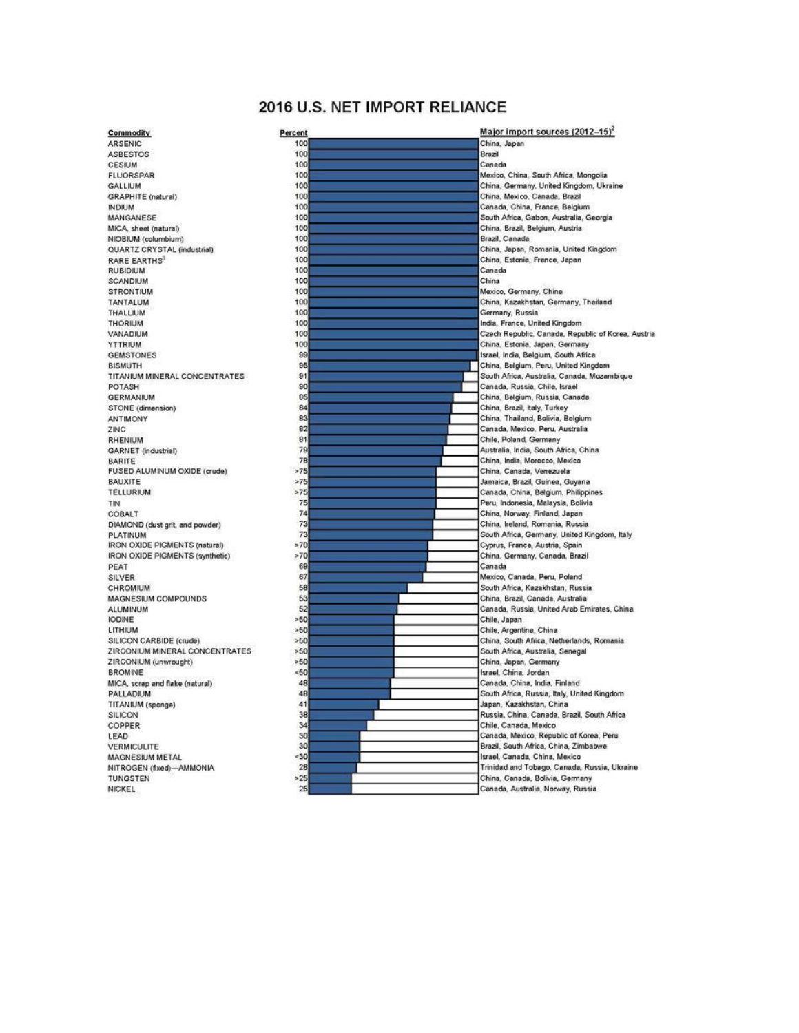# 2016 U.S. NET IMPORT RELIANCE

| Commodity | Percent | Major import sources (2012–15)[2] |
|---|---|---|
| ARSENIC | 100 | China, Japan |
| ASBESTOS | 100 | Brazil |
| CESIUM | 100 | Canada |
| FLUORSPAR | 100 | Mexico, China, South Africa, Mongolia |
| GALLIUM | 100 | China, Germany, United Kingdom, Ukraine |
| GRAPHITE (natural) | 100 | China, Mexico, Canada, Brazil |
| INDIUM | 100 | Canada, China, France, Belgium |
| MANGANESE | 100 | South Africa, Gabon, Australia, Georgia |
| MICA, sheet (natural) | 100 | China, Brazil, Belgium, Austria |
| NIOBIUM (columbium) | 100 | Brazil, Canada |
| QUARTZ CRYSTAL (industrial) | 100 | China, Japan, Romania, United Kingdom |
| RARE EARTHS[3] | 100 | China, Estonia, France, Japan |
| RUBIDIUM | 100 | Canada |
| SCANDIUM | 100 | China |
| STRONTIUM | 100 | Mexico, Germany, China |
| TANTALUM | 100 | China, Kazakhstan, Germany, Thailand |
| THALLIUM | 100 | Germany, Russia |
| THORIUM | 100 | India, France, United Kingdom |
| VANADIUM | 100 | Czech Republic, Canada, Republic of Korea, Austria |
| YTTRIUM | 100 | China, Estonia, Japan, Germany |
| GEMSTONES | 99 | Israel, India, Belgium, South Africa |
| BISMUTH | 95 | China, Belgium, Peru, United Kingdom |
| TITANIUM MINERAL CONCENTRATES | 91 | South Africa, Australia, Canada, Mozambique |
| POTASH | 90 | Canada, Russia, Chile, Israel |
| GERMANIUM | 85 | China, Belgium, Russia, Canada |
| STONE (dimension) | 84 | China, Brazil, Italy, Turkey |
| ANTIMONY | 83 | China, Thailand, Bolivia, Belgium |
| ZINC | 82 | Canada, Mexico, Peru, Australia |
| RHENIUM | 81 | Chile, Poland, Germany |
| GARNET (industrial) | 79 | Australia, India, South Africa, China |
| BARITE | 78 | China, India, Morocco, Mexico |
| FUSED ALUMINUM OXIDE (crude) | >75 | China, Canada, Venezuela |
| BAUXITE | >75 | Jamaica, Brazil, Guinea, Guyana |
| TELLURIUM | >75 | Canada, China, Belgium, Philippines |
| TIN | 75 | Peru, Indonesia, Malaysia, Bolivia |
| COBALT | 74 | China, Norway, Finland, Japan |
| DIAMOND (dust grit, and powder) | 73 | China, Ireland, Romania, Russia |
| PLATINUM | 73 | South Africa, Germany, United Kingdom, Italy |
| IRON OXIDE PIGMENTS (natural) | >70 | Cyprus, France, Austria, Spain |
| IRON OXIDE PIGMENTS (synthetic) | >70 | China, Germany, Canada, Brazil |
| PEAT | 69 | Canada |
| SILVER | 67 | Mexico, Canada, Peru, Poland |
| CHROMIUM | 58 | South Africa, Kazakhstan, Russia |
| MAGNESIUM COMPOUNDS | 53 | China, Brazil, Canada, Australia |
| ALUMINUM | 52 | Canada, Russia, United Arab Emirates, China |
| IODINE | >50 | Chile, Japan |
| LITHIUM | >50 | Chile, Argentina, China |
| SILICON CARBIDE (crude) | >50 | China, South Africa, Netherlands, Romania |
| ZIRCONIUM MINERAL CONCENTRATES | >50 | South Africa, Australia, Senegal |
| ZIRCONIUM (unwrought) | >50 | China, Japan, Germany |
| BROMINE | <50 | Israel, China, Jordan |
| MICA, scrap and flake (natural) | 48 | Canada, China, India, Finland |
| PALLADIUM | 48 | South Africa, Russia, Italy, United Kingdom |
| TITANIUM (sponge) | 41 | Japan, Kazakhstan, China |
| SILICON | 38 | Russia, China, Canada, Brazil, South Africa |
| COPPER | 34 | Chile, Canada, Mexico |
| LEAD | 30 | Canada, Mexico, Republic of Korea, Peru |
| VERMICULITE | 30 | Brazil, South Africa, China, Zimbabwe |
| MAGNESIUM METAL | <30 | Israel, Canada, China, Mexico |
| NITROGEN (fixed)—AMMONIA | 28 | Trinidad and Tobago, Canada, Russia, Ukraine |
| TUNGSTEN | >25 | China, Canada, Bolivia, Germany |
| NICKEL | 25 | Canada, Australia, Norway, Russia |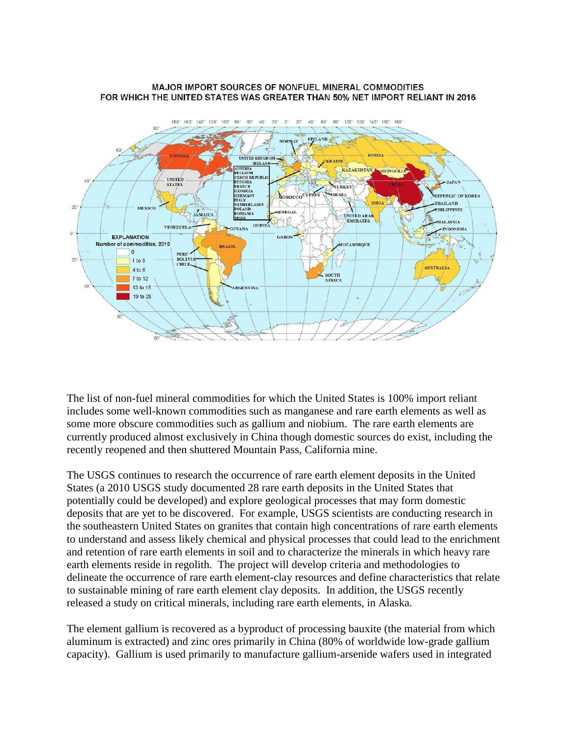MAJOR IMPORT SOURCES OF NONFUEL MINERAL COMMODITIES FOR WHICH THE UNITED STATES WAS GREATER THAN 50% NET IMPORT RELIANT IN 2016

The list of non-fuel mineral commodities for which the United States is 100% import reliant includes some well-known commodities such as manganese and rare earth elements as well as some more obscure commodities such as gallium and niobium. The rare earth elements are currently produced almost exclusively in China though domestic sources do exist, including the recently reopened and then shuttered Mountain Pass, California mine.

The USGS continues to research the occurrence of rare earth element deposits in the United States (a 2010 USGS study documented 28 rare earth deposits in the United States that potentially could be developed) and explore geological processes that may form domestic deposits that are yet to be discovered. For example, USGS scientists are conducting research in the southeastern United States on granites that contain high concentrations of rare earth elements to understand and assess likely chemical and physical processes that could lead to the enrichment and retention of rare earth elements in soil and to characterize the minerals in which heavy rare earth elements reside in regolith. The project will develop criteria and methodologies to delineate the occurrence of rare earth element-clay resources and define characteristics that relate to sustainable mining of rare earth element clay deposits. In addition, the USGS recently released a study on critical minerals, including rare earth elements, in Alaska.

The element gallium is recovered as a byproduct of processing bauxite (the material from which aluminum is extracted) and zinc ores primarily in China (80% of worldwide low-grade gallium capacity). Gallium is used primarily to manufacture gallium-arsenide wafers used in integrated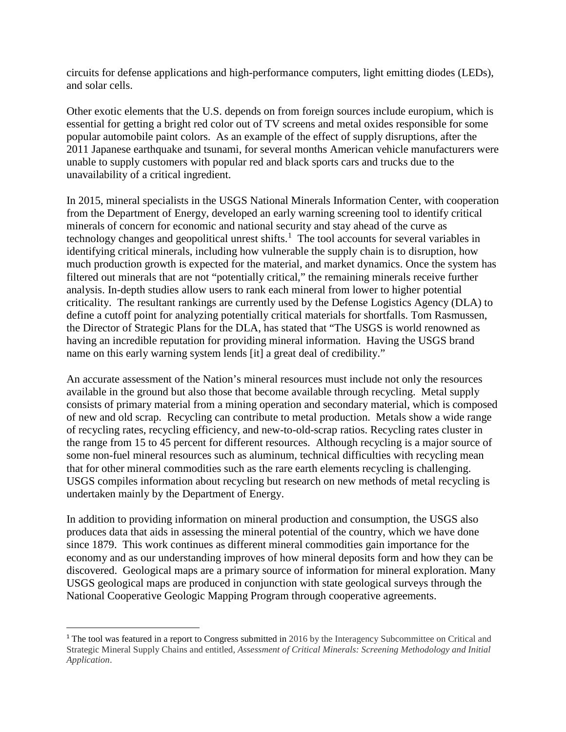circuits for defense applications and high-performance computers, light emitting diodes (LEDs), and solar cells.

Other exotic elements that the U.S. depends on from foreign sources include europium, which is essential for getting a bright red color out of TV screens and metal oxides responsible for some popular automobile paint colors. As an example of the effect of supply disruptions, after the 2011 Japanese earthquake and tsunami, for several months American vehicle manufacturers were unable to supply customers with popular red and black sports cars and trucks due to the unavailability of a critical ingredient.

In 2015, mineral specialists in the USGS National Minerals Information Center, with cooperation from the Department of Energy, developed an early warning screening tool to identify critical minerals of concern for economic and national security and stay ahead of the curve as technology changes and geopolitical unrest shifts.[1] The tool accounts for several variables in identifying critical minerals, including how vulnerable the supply chain is to disruption, how much production growth is expected for the material, and market dynamics. Once the system has filtered out minerals that are not "potentially critical," the remaining minerals receive further analysis. In-depth studies allow users to rank each mineral from lower to higher potential criticality. The resultant rankings are currently used by the Defense Logistics Agency (DLA) to define a cutoff point for analyzing potentially critical materials for shortfalls. Tom Rasmussen, the Director of Strategic Plans for the DLA, has stated that "The USGS is world renowned as having an incredible reputation for providing mineral information. Having the USGS brand name on this early warning system lends [it] a great deal of credibility."

An accurate assessment of the Nation's mineral resources must include not only the resources available in the ground but also those that become available through recycling. Metal supply consists of primary material from a mining operation and secondary material, which is composed of new and old scrap. Recycling can contribute to metal production. Metals show a wide range of recycling rates, recycling efficiency, and new-to-old-scrap ratios. Recycling rates cluster in the range from 15 to 45 percent for different resources. Although recycling is a major source of some non-fuel mineral resources such as aluminum, technical difficulties with recycling mean that for other mineral commodities such as the rare earth elements recycling is challenging. USGS compiles information about recycling but research on new methods of metal recycling is undertaken mainly by the Department of Energy.

In addition to providing information on mineral production and consumption, the USGS also produces data that aids in assessing the mineral potential of the country, which we have done since 1879. This work continues as different mineral commodities gain importance for the economy and as our understanding improves of how mineral deposits form and how they can be discovered. Geological maps are a primary source of information for mineral exploration. Many USGS geological maps are produced in conjunction with state geological surveys through the National Cooperative Geologic Mapping Program through cooperative agreements.

---

[1] The tool was featured in a report to Congress submitted in 2016 by the Interagency Subcommittee on Critical and Strategic Mineral Supply Chains and entitled, *Assessment of Critical Minerals: Screening Methodology and Initial Application*.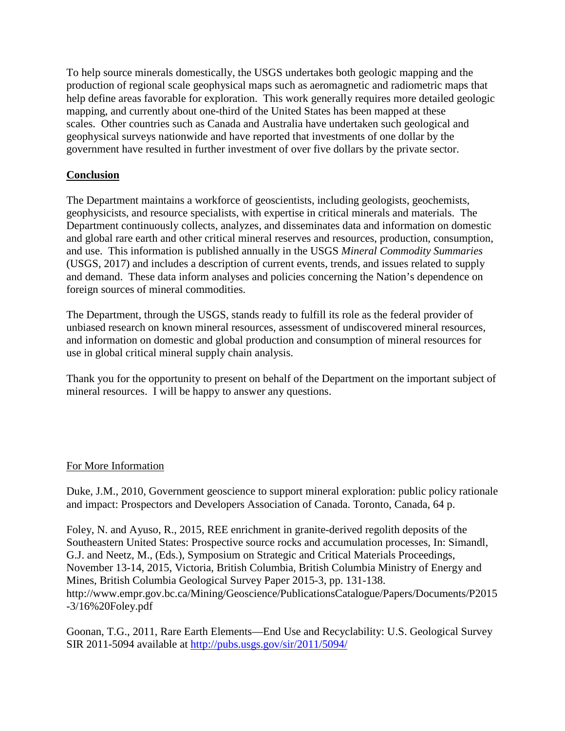To help source minerals domestically, the USGS undertakes both geologic mapping and the production of regional scale geophysical maps such as aeromagnetic and radiometric maps that help define areas favorable for exploration. This work generally requires more detailed geologic mapping, and currently about one-third of the United States has been mapped at these scales. Other countries such as Canada and Australia have undertaken such geological and geophysical surveys nationwide and have reported that investments of one dollar by the government have resulted in further investment of over five dollars by the private sector.

## Conclusion

The Department maintains a workforce of geoscientists, including geologists, geochemists, geophysicists, and resource specialists, with expertise in critical minerals and materials. The Department continuously collects, analyzes, and disseminates data and information on domestic and global rare earth and other critical mineral reserves and resources, production, consumption, and use. This information is published annually in the USGS *Mineral Commodity Summaries* (USGS, 2017) and includes a description of current events, trends, and issues related to supply and demand. These data inform analyses and policies concerning the Nation's dependence on foreign sources of mineral commodities.

The Department, through the USGS, stands ready to fulfill its role as the federal provider of unbiased research on known mineral resources, assessment of undiscovered mineral resources, and information on domestic and global production and consumption of mineral resources for use in global critical mineral supply chain analysis.

Thank you for the opportunity to present on behalf of the Department on the important subject of mineral resources. I will be happy to answer any questions.

### For More Information

Duke, J.M., 2010, Government geoscience to support mineral exploration: public policy rationale and impact: Prospectors and Developers Association of Canada. Toronto, Canada, 64 p.

Foley, N. and Ayuso, R., 2015, REE enrichment in granite-derived regolith deposits of the Southeastern United States: Prospective source rocks and accumulation processes, In: Simandl, G.J. and Neetz, M., (Eds.), Symposium on Strategic and Critical Materials Proceedings, November 13-14, 2015, Victoria, British Columbia, British Columbia Ministry of Energy and Mines, British Columbia Geological Survey Paper 2015-3, pp. 131-138. http://www.empr.gov.bc.ca/Mining/Geoscience/PublicationsCatalogue/Papers/Documents/P2015-3/16%20Foley.pdf

Goonan, T.G., 2011, Rare Earth Elements—End Use and Recyclability: U.S. Geological Survey SIR 2011-5094 available at http://pubs.usgs.gov/sir/2011/5094/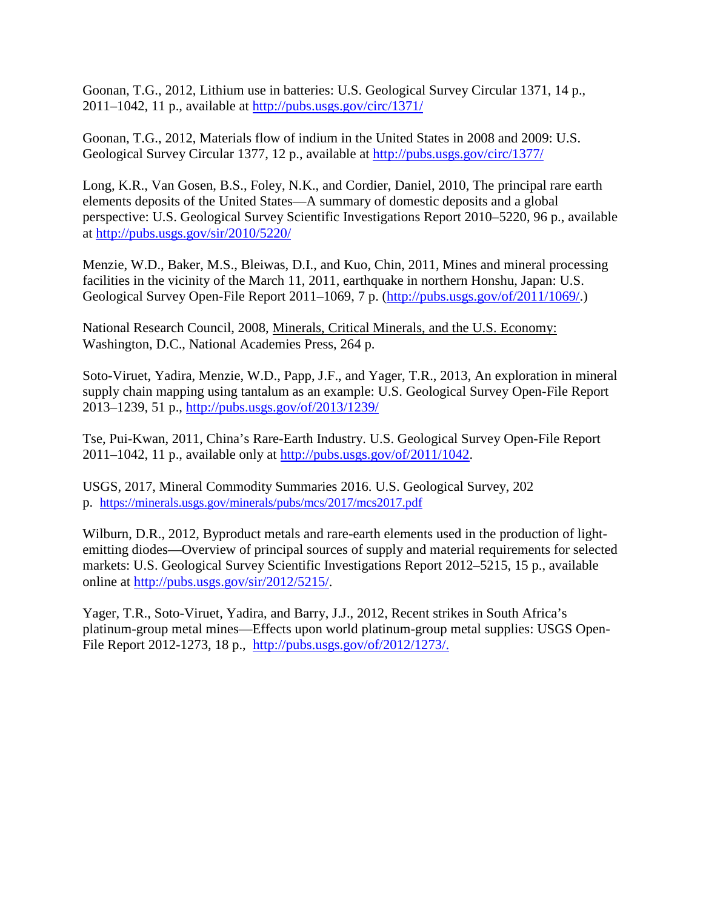Goonan, T.G., 2012, Lithium use in batteries: U.S. Geological Survey Circular 1371, 14 p., 2011–1042, 11 p., available at http://pubs.usgs.gov/circ/1371/

Goonan, T.G., 2012, Materials flow of indium in the United States in 2008 and 2009: U.S. Geological Survey Circular 1377, 12 p., available at http://pubs.usgs.gov/circ/1377/

Long, K.R., Van Gosen, B.S., Foley, N.K., and Cordier, Daniel, 2010, The principal rare earth elements deposits of the United States—A summary of domestic deposits and a global perspective: U.S. Geological Survey Scientific Investigations Report 2010–5220, 96 p., available at http://pubs.usgs.gov/sir/2010/5220/

Menzie, W.D., Baker, M.S., Bleiwas, D.I., and Kuo, Chin, 2011, Mines and mineral processing facilities in the vicinity of the March 11, 2011, earthquake in northern Honshu, Japan: U.S. Geological Survey Open-File Report 2011–1069, 7 p. (http://pubs.usgs.gov/of/2011/1069/.)

National Research Council, 2008, Minerals, Critical Minerals, and the U.S. Economy: Washington, D.C., National Academies Press, 264 p.

Soto-Viruet, Yadira, Menzie, W.D., Papp, J.F., and Yager, T.R., 2013, An exploration in mineral supply chain mapping using tantalum as an example: U.S. Geological Survey Open-File Report 2013–1239, 51 p., http://pubs.usgs.gov/of/2013/1239/

Tse, Pui-Kwan, 2011, China's Rare-Earth Industry. U.S. Geological Survey Open-File Report 2011–1042, 11 p., available only at http://pubs.usgs.gov/of/2011/1042.

USGS, 2017, Mineral Commodity Summaries 2016. U.S. Geological Survey, 202 p. https://minerals.usgs.gov/minerals/pubs/mcs/2017/mcs2017.pdf

Wilburn, D.R., 2012, Byproduct metals and rare-earth elements used in the production of light-emitting diodes—Overview of principal sources of supply and material requirements for selected markets: U.S. Geological Survey Scientific Investigations Report 2012–5215, 15 p., available online at http://pubs.usgs.gov/sir/2012/5215/.

Yager, T.R., Soto-Viruet, Yadira, and Barry, J.J., 2012, Recent strikes in South Africa's platinum-group metal mines—Effects upon world platinum-group metal supplies: USGS Open-File Report 2012-1273, 18 p., http://pubs.usgs.gov/of/2012/1273/.